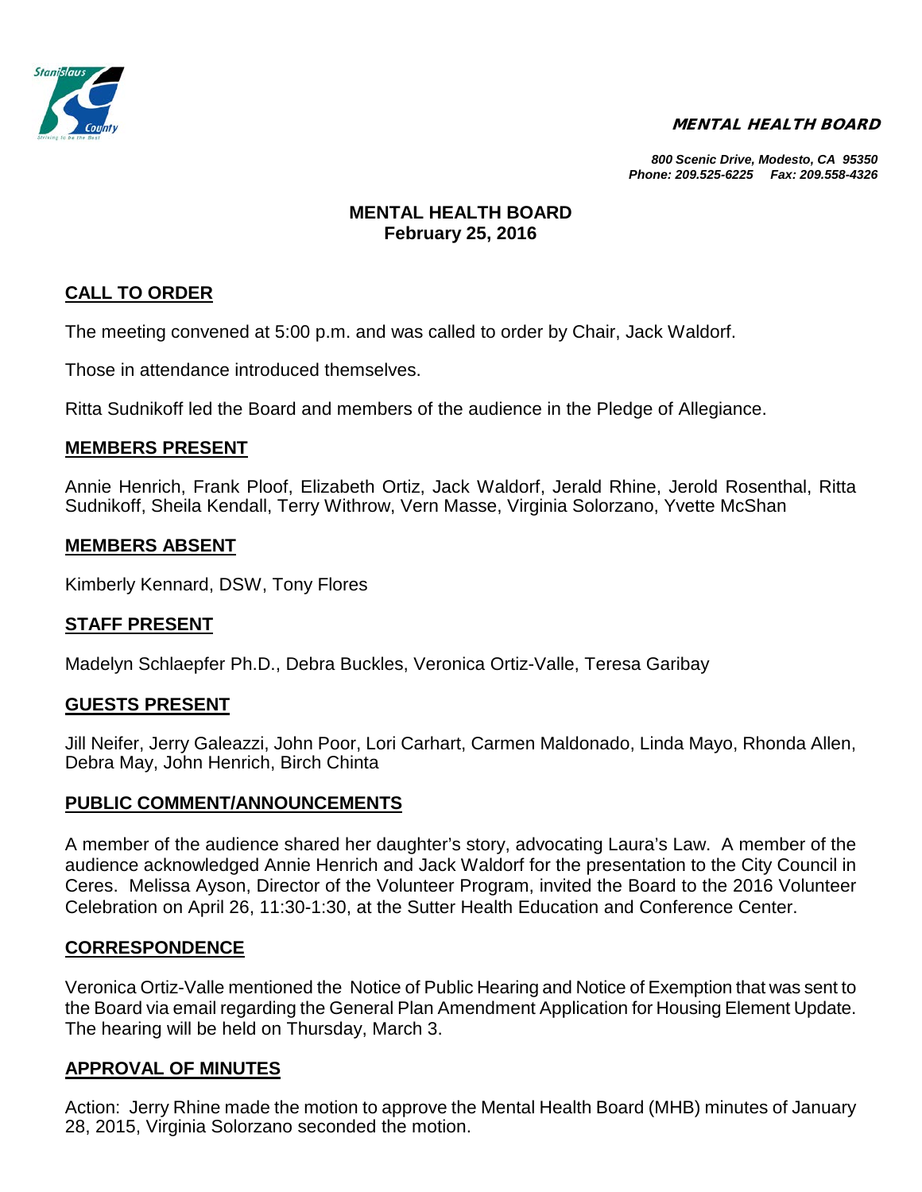*MENTAL HEALTH BOARD*

*800 Scenic Drive, Modesto, CA 95350*
*Phone: 209.525-6225 Fax: 209.558-4326*

# MENTAL HEALTH BOARD
## February 25, 2016

## CALL TO ORDER

The meeting convened at 5:00 p.m. and was called to order by Chair, Jack Waldorf.

Those in attendance introduced themselves.

Ritta Sudnikoff led the Board and members of the audience in the Pledge of Allegiance.

## MEMBERS PRESENT

Annie Henrich, Frank Ploof, Elizabeth Ortiz, Jack Waldorf, Jerald Rhine, Jerold Rosenthal, Ritta Sudnikoff, Sheila Kendall, Terry Withrow, Vern Masse, Virginia Solorzano, Yvette McShan

## MEMBERS ABSENT

Kimberly Kennard, DSW, Tony Flores

## STAFF PRESENT

Madelyn Schlaepfer Ph.D., Debra Buckles, Veronica Ortiz-Valle, Teresa Garibay

## GUESTS PRESENT

Jill Neifer, Jerry Galeazzi, John Poor, Lori Carhart, Carmen Maldonado, Linda Mayo, Rhonda Allen, Debra May, John Henrich, Birch Chinta

## PUBLIC COMMENT/ANNOUNCEMENTS

A member of the audience shared her daughter's story, advocating Laura's Law. A member of the audience acknowledged Annie Henrich and Jack Waldorf for the presentation to the City Council in Ceres. Melissa Ayson, Director of the Volunteer Program, invited the Board to the 2016 Volunteer Celebration on April 26, 11:30-1:30, at the Sutter Health Education and Conference Center.

## CORRESPONDENCE

Veronica Ortiz-Valle mentioned the Notice of Public Hearing and Notice of Exemption that was sent to the Board via email regarding the General Plan Amendment Application for Housing Element Update. The hearing will be held on Thursday, March 3.

## APPROVAL OF MINUTES

Action: Jerry Rhine made the motion to approve the Mental Health Board (MHB) minutes of January 28, 2015, Virginia Solorzano seconded the motion.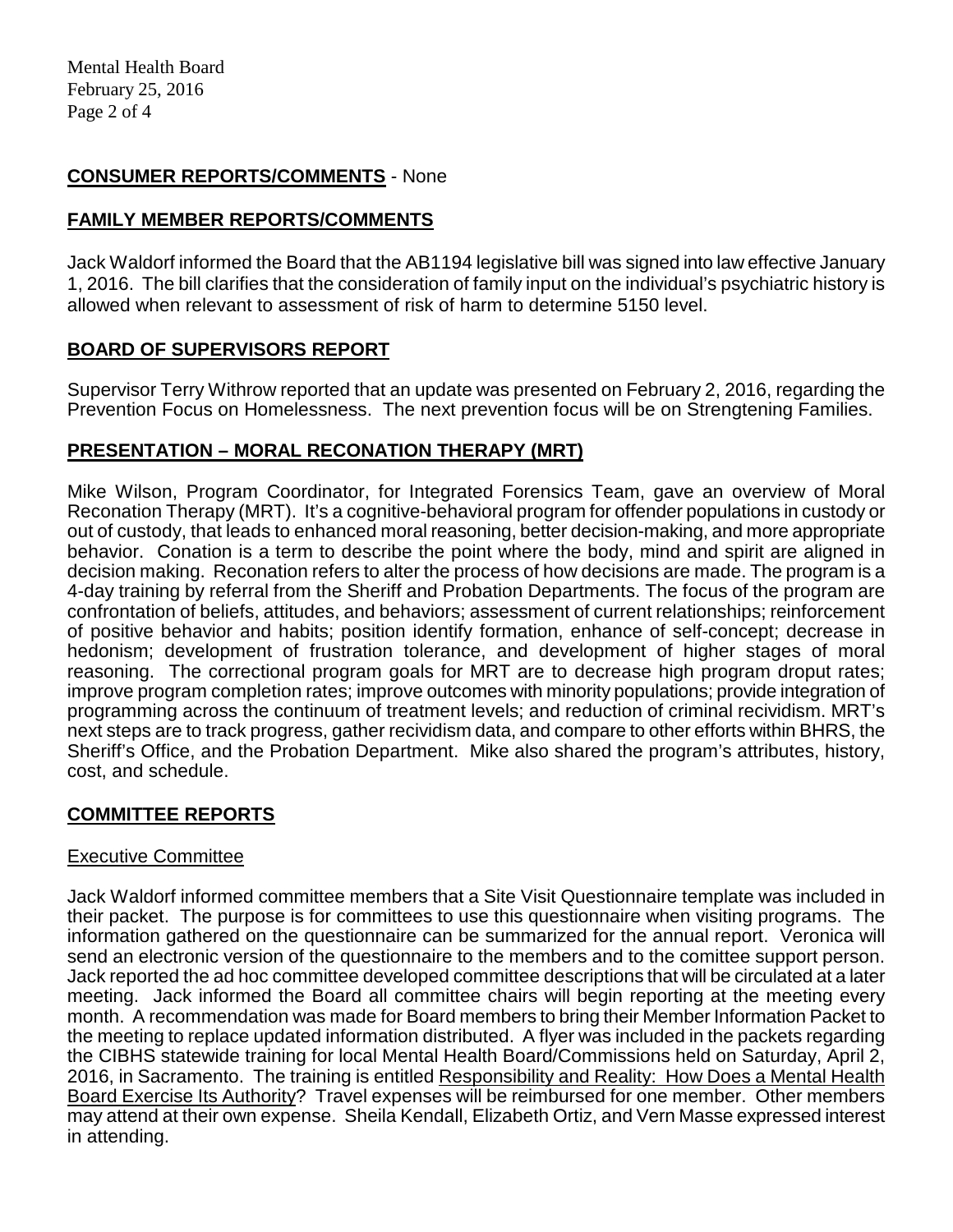## CONSUMER REPORTS/COMMENTS - None

## FAMILY MEMBER REPORTS/COMMENTS

Jack Waldorf informed the Board that the AB1194 legislative bill was signed into law effective January 1, 2016. The bill clarifies that the consideration of family input on the individual's psychiatric history is allowed when relevant to assessment of risk of harm to determine 5150 level.

## BOARD OF SUPERVISORS REPORT

Supervisor Terry Withrow reported that an update was presented on February 2, 2016, regarding the Prevention Focus on Homelessness. The next prevention focus will be on Strengtening Families.

## PRESENTATION – MORAL RECONATION THERAPY (MRT)

Mike Wilson, Program Coordinator, for Integrated Forensics Team, gave an overview of Moral Reconation Therapy (MRT). It's a cognitive-behavioral program for offender populations in custody or out of custody, that leads to enhanced moral reasoning, better decision-making, and more appropriate behavior. Conation is a term to describe the point where the body, mind and spirit are aligned in decision making. Reconation refers to alter the process of how decisions are made. The program is a 4-day training by referral from the Sheriff and Probation Departments. The focus of the program are confrontation of beliefs, attitudes, and behaviors; assessment of current relationships; reinforcement of positive behavior and habits; position identify formation, enhance of self-concept; decrease in hedonism; development of frustration tolerance, and development of higher stages of moral reasoning. The correctional program goals for MRT are to decrease high program droput rates; improve program completion rates; improve outcomes with minority populations; provide integration of programming across the continuum of treatment levels; and reduction of criminal recividism. MRT's next steps are to track progress, gather recividism data, and compare to other efforts within BHRS, the Sheriff's Office, and the Probation Department. Mike also shared the program's attributes, history, cost, and schedule.

## COMMITTEE REPORTS

### Executive Committee

Jack Waldorf informed committee members that a Site Visit Questionnaire template was included in their packet. The purpose is for committees to use this questionnaire when visiting programs. The information gathered on the questionnaire can be summarized for the annual report. Veronica will send an electronic version of the questionnaire to the members and to the comittee support person. Jack reported the ad hoc committee developed committee descriptions that will be circulated at a later meeting. Jack informed the Board all committee chairs will begin reporting at the meeting every month. A recommendation was made for Board members to bring their Member Information Packet to the meeting to replace updated information distributed. A flyer was included in the packets regarding the CIBHS statewide training for local Mental Health Board/Commissions held on Saturday, April 2, 2016, in Sacramento. The training is entitled Responsibility and Reality: How Does a Mental Health Board Exercise Its Authority? Travel expenses will be reimbursed for one member. Other members may attend at their own expense. Sheila Kendall, Elizabeth Ortiz, and Vern Masse expressed interest in attending.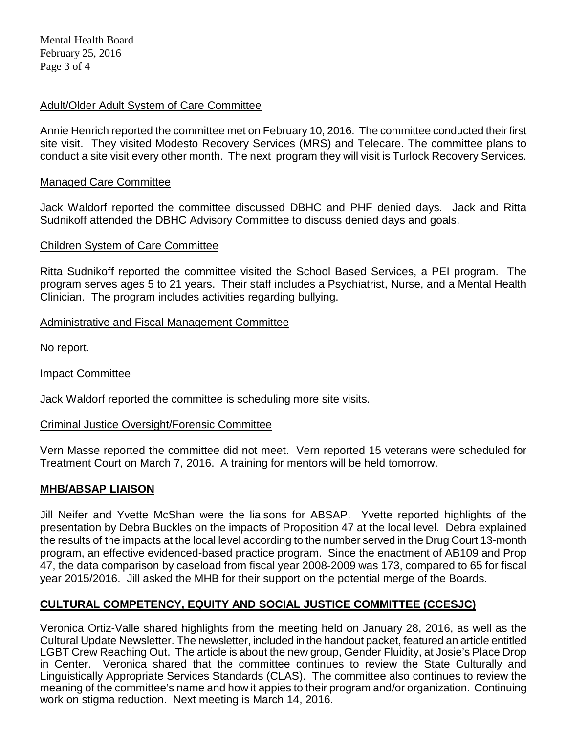Adult/Older Adult System of Care Committee

Annie Henrich reported the committee met on February 10, 2016. The committee conducted their first site visit. They visited Modesto Recovery Services (MRS) and Telecare. The committee plans to conduct a site visit every other month. The next program they will visit is Turlock Recovery Services.

Managed Care Committee

Jack Waldorf reported the committee discussed DBHC and PHF denied days. Jack and Ritta Sudnikoff attended the DBHC Advisory Committee to discuss denied days and goals.

Children System of Care Committee

Ritta Sudnikoff reported the committee visited the School Based Services, a PEI program. The program serves ages 5 to 21 years. Their staff includes a Psychiatrist, Nurse, and a Mental Health Clinician. The program includes activities regarding bullying.

Administrative and Fiscal Management Committee

No report.

Impact Committee

Jack Waldorf reported the committee is scheduling more site visits.

Criminal Justice Oversight/Forensic Committee

Vern Masse reported the committee did not meet. Vern reported 15 veterans were scheduled for Treatment Court on March 7, 2016. A training for mentors will be held tomorrow.

## MHB/ABSAP LIAISON

Jill Neifer and Yvette McShan were the liaisons for ABSAP. Yvette reported highlights of the presentation by Debra Buckles on the impacts of Proposition 47 at the local level. Debra explained the results of the impacts at the local level according to the number served in the Drug Court 13-month program, an effective evidenced-based practice program. Since the enactment of AB109 and Prop 47, the data comparison by caseload from fiscal year 2008-2009 was 173, compared to 65 for fiscal year 2015/2016. Jill asked the MHB for their support on the potential merge of the Boards.

## CULTURAL COMPETENCY, EQUITY AND SOCIAL JUSTICE COMMITTEE (CCESJC)

Veronica Ortiz-Valle shared highlights from the meeting held on January 28, 2016, as well as the Cultural Update Newsletter. The newsletter, included in the handout packet, featured an article entitled LGBT Crew Reaching Out. The article is about the new group, Gender Fluidity, at Josie's Place Drop in Center. Veronica shared that the committee continues to review the State Culturally and Linguistically Appropriate Services Standards (CLAS). The committee also continues to review the meaning of the committee's name and how it appies to their program and/or organization. Continuing work on stigma reduction. Next meeting is March 14, 2016.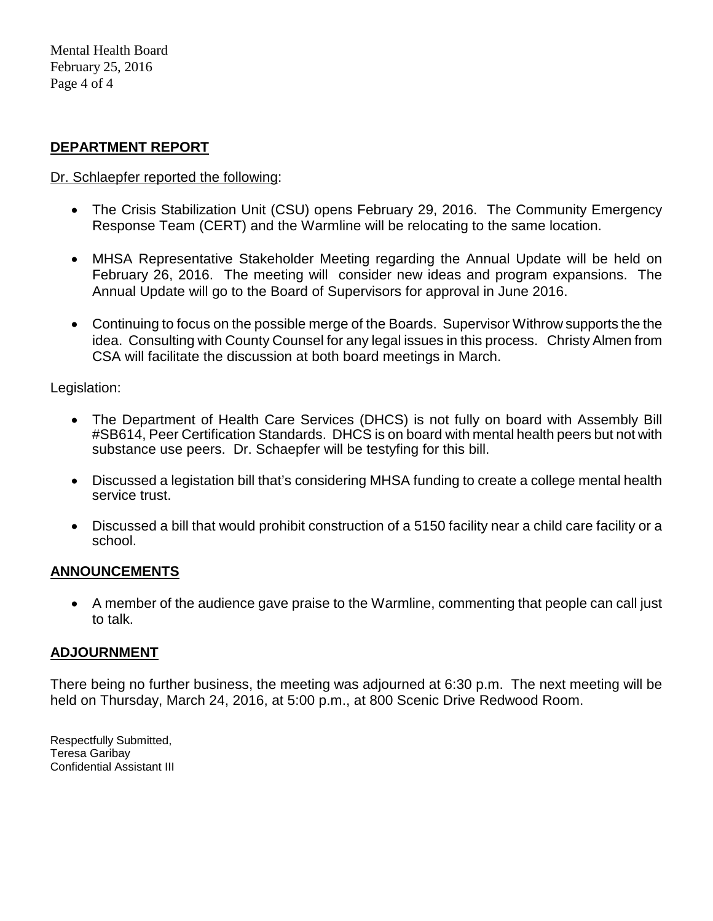## DEPARTMENT REPORT

Dr. Schlaepfer reported the following:

- The Crisis Stabilization Unit (CSU) opens February 29, 2016. The Community Emergency Response Team (CERT) and the Warmline will be relocating to the same location.
- MHSA Representative Stakeholder Meeting regarding the Annual Update will be held on February 26, 2016. The meeting will consider new ideas and program expansions. The Annual Update will go to the Board of Supervisors for approval in June 2016.
- Continuing to focus on the possible merge of the Boards. Supervisor Withrow supports the the idea. Consulting with County Counsel for any legal issues in this process. Christy Almen from CSA will facilitate the discussion at both board meetings in March.

Legislation:

- The Department of Health Care Services (DHCS) is not fully on board with Assembly Bill #SB614, Peer Certification Standards. DHCS is on board with mental health peers but not with substance use peers. Dr. Schaepfer will be testyfing for this bill.
- Discussed a legistation bill that's considering MHSA funding to create a college mental health service trust.
- Discussed a bill that would prohibit construction of a 5150 facility near a child care facility or a school.

## ANNOUNCEMENTS

- A member of the audience gave praise to the Warmline, commenting that people can call just to talk.

## ADJOURNMENT

There being no further business, the meeting was adjourned at 6:30 p.m. The next meeting will be held on Thursday, March 24, 2016, at 5:00 p.m., at 800 Scenic Drive Redwood Room.

Respectfully Submitted,
Teresa Garibay
Confidential Assistant III